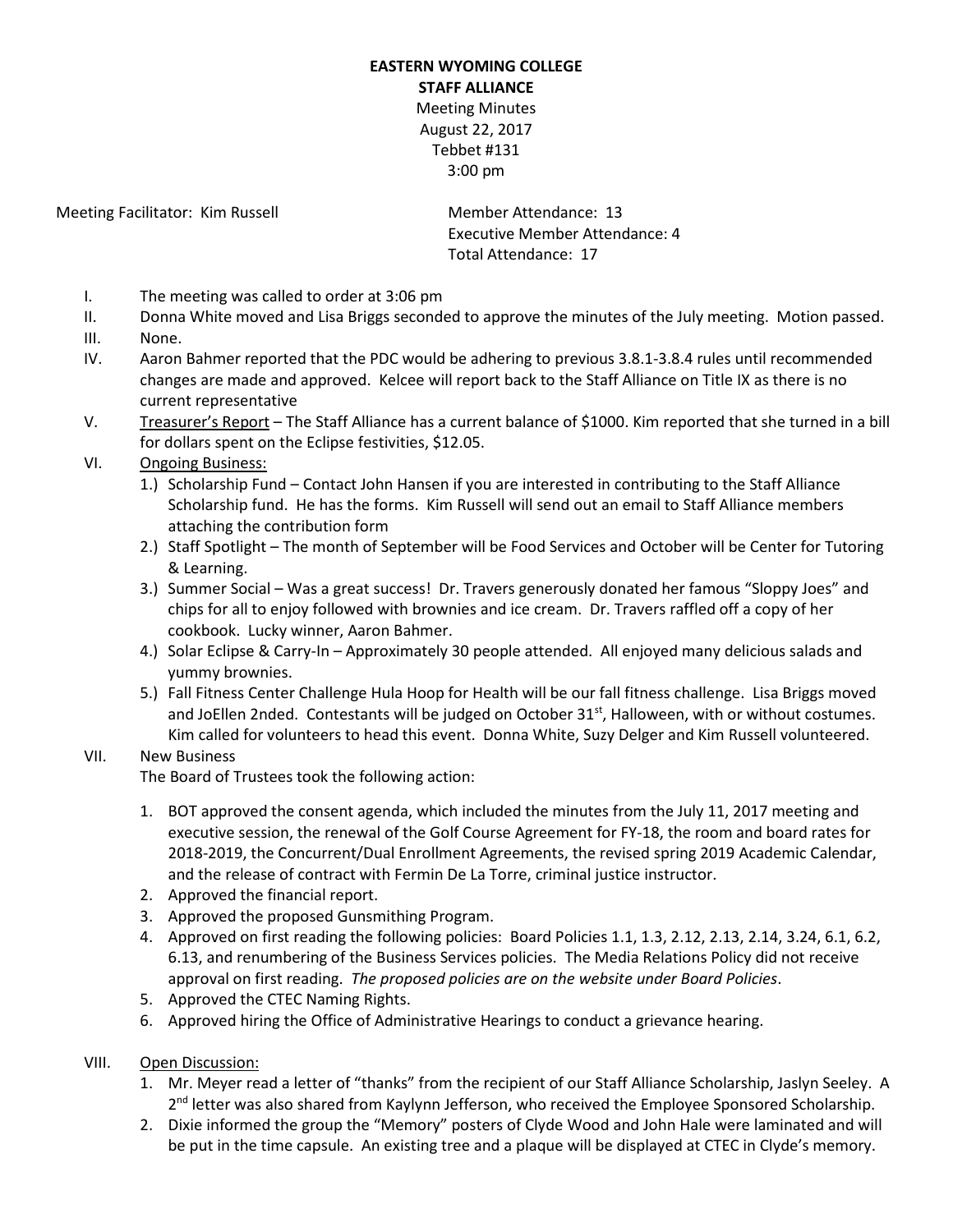**EASTERN WYOMING COLLEGE**
**STAFF ALLIANCE**
Meeting Minutes
August 22, 2017
Tebbet #131
3:00 pm

Meeting Facilitator: Kim Russell

Member Attendance: 13
Executive Member Attendance: 4
Total Attendance: 17

I. The meeting was called to order at 3:06 pm

II. Donna White moved and Lisa Briggs seconded to approve the minutes of the July meeting. Motion passed.

III. None.

IV. Aaron Bahmer reported that the PDC would be adhering to previous 3.8.1-3.8.4 rules until recommended changes are made and approved. Kelcee will report back to the Staff Alliance on Title IX as there is no current representative

V. Treasurer's Report – The Staff Alliance has a current balance of $1000. Kim reported that she turned in a bill for dollars spent on the Eclipse festivities, $12.05.

VI. Ongoing Business:
1.) Scholarship Fund – Contact John Hansen if you are interested in contributing to the Staff Alliance Scholarship fund. He has the forms. Kim Russell will send out an email to Staff Alliance members attaching the contribution form
2.) Staff Spotlight – The month of September will be Food Services and October will be Center for Tutoring & Learning.
3.) Summer Social – Was a great success! Dr. Travers generously donated her famous "Sloppy Joes" and chips for all to enjoy followed with brownies and ice cream. Dr. Travers raffled off a copy of her cookbook. Lucky winner, Aaron Bahmer.
4.) Solar Eclipse & Carry-In – Approximately 30 people attended. All enjoyed many delicious salads and yummy brownies.
5.) Fall Fitness Center Challenge Hula Hoop for Health will be our fall fitness challenge. Lisa Briggs moved and JoEllen 2nded. Contestants will be judged on October 31st, Halloween, with or without costumes. Kim called for volunteers to head this event. Donna White, Suzy Delger and Kim Russell volunteered.

VII. New Business
The Board of Trustees took the following action:

1. BOT approved the consent agenda, which included the minutes from the July 11, 2017 meeting and executive session, the renewal of the Golf Course Agreement for FY-18, the room and board rates for 2018-2019, the Concurrent/Dual Enrollment Agreements, the revised spring 2019 Academic Calendar, and the release of contract with Fermin De La Torre, criminal justice instructor.
2. Approved the financial report.
3. Approved the proposed Gunsmithing Program.
4. Approved on first reading the following policies: Board Policies 1.1, 1.3, 2.12, 2.13, 2.14, 3.24, 6.1, 6.2, 6.13, and renumbering of the Business Services policies. The Media Relations Policy did not receive approval on first reading. *The proposed policies are on the website under Board Policies*.
5. Approved the CTEC Naming Rights.
6. Approved hiring the Office of Administrative Hearings to conduct a grievance hearing.

VIII. Open Discussion:
1. Mr. Meyer read a letter of "thanks" from the recipient of our Staff Alliance Scholarship, Jaslyn Seeley. A 2nd letter was also shared from Kaylynn Jefferson, who received the Employee Sponsored Scholarship.
2. Dixie informed the group the "Memory" posters of Clyde Wood and John Hale were laminated and will be put in the time capsule. An existing tree and a plaque will be displayed at CTEC in Clyde's memory.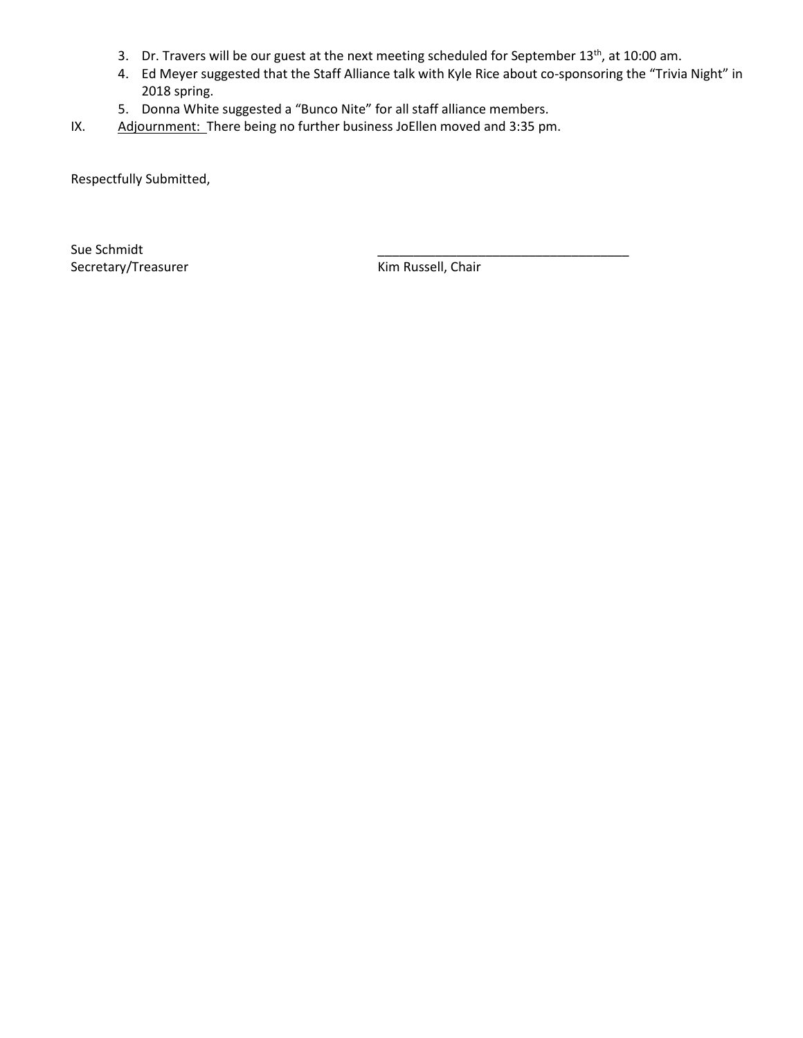3. Dr. Travers will be our guest at the next meeting scheduled for September 13th, at 10:00 am.
4. Ed Meyer suggested that the Staff Alliance talk with Kyle Rice about co-sponsoring the "Trivia Night" in 2018 spring.
5. Donna White suggested a "Bunco Nite" for all staff alliance members.

IX. Adjournment: There being no further business JoEllen moved and 3:35 pm.

Respectfully Submitted,

Sue Schmidt
Secretary/Treasurer

\_\_\_\_\_\_\_\_\_\_\_\_\_\_\_\_\_\_\_\_\_\_\_\_\_\_\_\_\_\_\_\_\_\_\_\_
Kim Russell, Chair